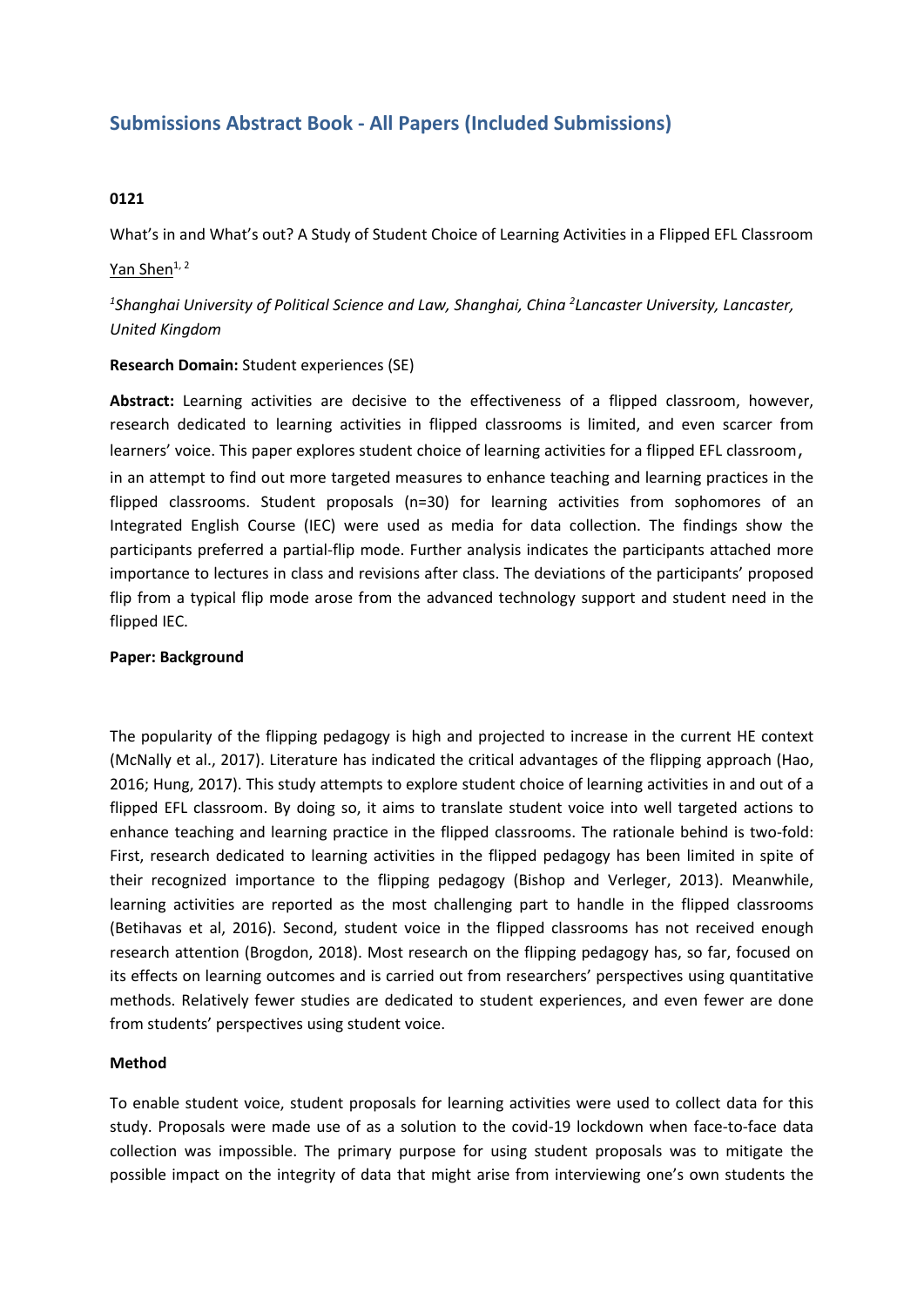# Submissions Abstract Book - All Papers (Included Submissions)

**0121**

What's in and What's out? A Study of Student Choice of Learning Activities in a Flipped EFL Classroom

Yan Shen[1, 2]

*[1]Shanghai University of Political Science and Law, Shanghai, China [2]Lancaster University, Lancaster, United Kingdom*

**Research Domain:** Student experiences (SE)

**Abstract:** Learning activities are decisive to the effectiveness of a flipped classroom, however, research dedicated to learning activities in flipped classrooms is limited, and even scarcer from learners' voice. This paper explores student choice of learning activities for a flipped EFL classroom, in an attempt to find out more targeted measures to enhance teaching and learning practices in the flipped classrooms. Student proposals (n=30) for learning activities from sophomores of an Integrated English Course (IEC) were used as media for data collection. The findings show the participants preferred a partial-flip mode. Further analysis indicates the participants attached more importance to lectures in class and revisions after class. The deviations of the participants' proposed flip from a typical flip mode arose from the advanced technology support and student need in the flipped IEC.

**Paper: Background**

The popularity of the flipping pedagogy is high and projected to increase in the current HE context (McNally et al., 2017). Literature has indicated the critical advantages of the flipping approach (Hao, 2016; Hung, 2017). This study attempts to explore student choice of learning activities in and out of a flipped EFL classroom. By doing so, it aims to translate student voice into well targeted actions to enhance teaching and learning practice in the flipped classrooms. The rationale behind is two-fold: First, research dedicated to learning activities in the flipped pedagogy has been limited in spite of their recognized importance to the flipping pedagogy (Bishop and Verleger, 2013). Meanwhile, learning activities are reported as the most challenging part to handle in the flipped classrooms (Betihavas et al, 2016). Second, student voice in the flipped classrooms has not received enough research attention (Brogdon, 2018). Most research on the flipping pedagogy has, so far, focused on its effects on learning outcomes and is carried out from researchers' perspectives using quantitative methods. Relatively fewer studies are dedicated to student experiences, and even fewer are done from students' perspectives using student voice.

**Method**

To enable student voice, student proposals for learning activities were used to collect data for this study. Proposals were made use of as a solution to the covid-19 lockdown when face-to-face data collection was impossible. The primary purpose for using student proposals was to mitigate the possible impact on the integrity of data that might arise from interviewing one's own students the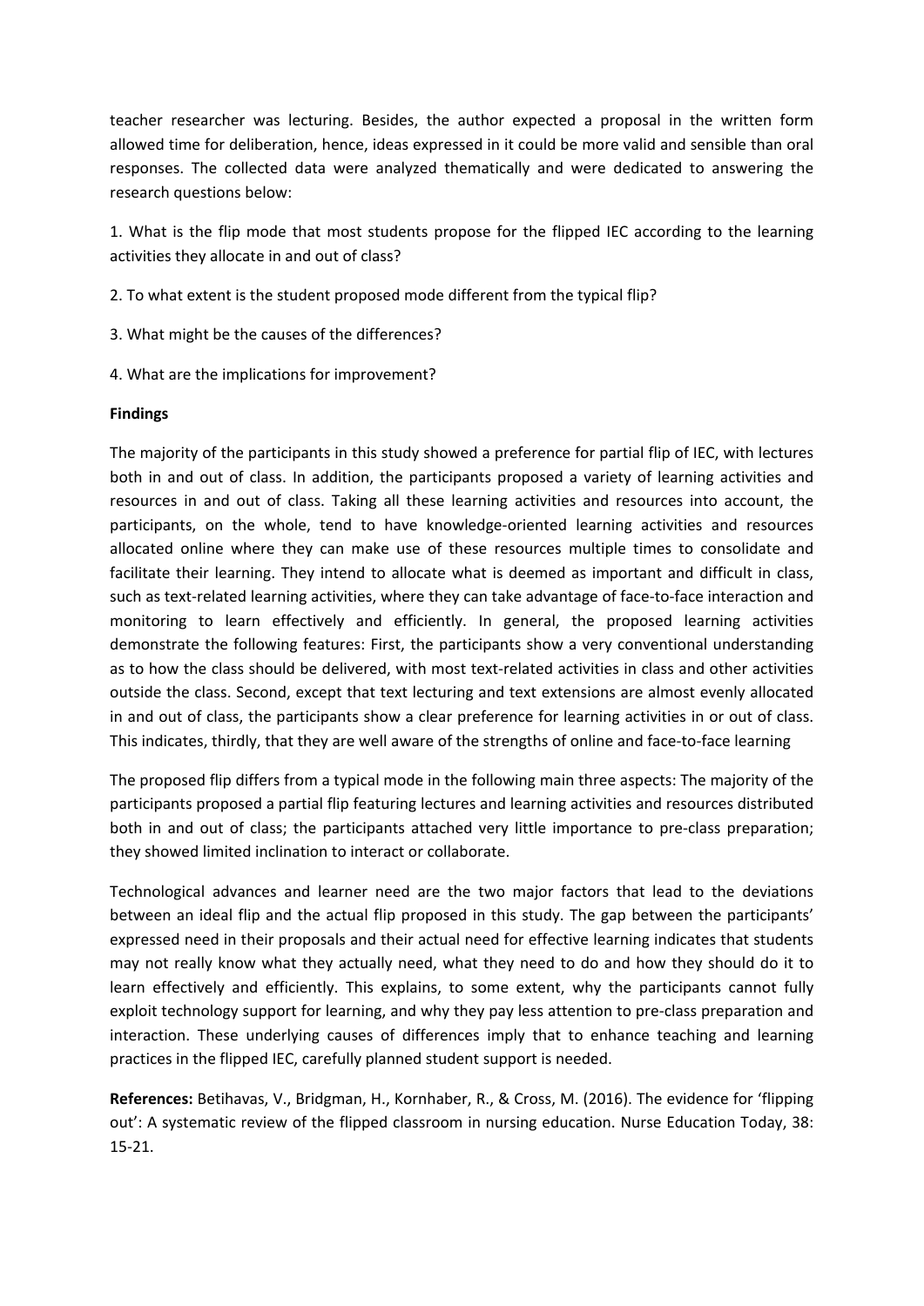teacher researcher was lecturing. Besides, the author expected a proposal in the written form allowed time for deliberation, hence, ideas expressed in it could be more valid and sensible than oral responses. The collected data were analyzed thematically and were dedicated to answering the research questions below:

1. What is the flip mode that most students propose for the flipped IEC according to the learning activities they allocate in and out of class?

2. To what extent is the student proposed mode different from the typical flip?

3. What might be the causes of the differences?

4. What are the implications for improvement?

**Findings**

The majority of the participants in this study showed a preference for partial flip of IEC, with lectures both in and out of class. In addition, the participants proposed a variety of learning activities and resources in and out of class. Taking all these learning activities and resources into account, the participants, on the whole, tend to have knowledge-oriented learning activities and resources allocated online where they can make use of these resources multiple times to consolidate and facilitate their learning. They intend to allocate what is deemed as important and difficult in class, such as text-related learning activities, where they can take advantage of face-to-face interaction and monitoring to learn effectively and efficiently. In general, the proposed learning activities demonstrate the following features: First, the participants show a very conventional understanding as to how the class should be delivered, with most text-related activities in class and other activities outside the class. Second, except that text lecturing and text extensions are almost evenly allocated in and out of class, the participants show a clear preference for learning activities in or out of class. This indicates, thirdly, that they are well aware of the strengths of online and face-to-face learning

The proposed flip differs from a typical mode in the following main three aspects: The majority of the participants proposed a partial flip featuring lectures and learning activities and resources distributed both in and out of class; the participants attached very little importance to pre-class preparation; they showed limited inclination to interact or collaborate.

Technological advances and learner need are the two major factors that lead to the deviations between an ideal flip and the actual flip proposed in this study. The gap between the participants' expressed need in their proposals and their actual need for effective learning indicates that students may not really know what they actually need, what they need to do and how they should do it to learn effectively and efficiently. This explains, to some extent, why the participants cannot fully exploit technology support for learning, and why they pay less attention to pre-class preparation and interaction. These underlying causes of differences imply that to enhance teaching and learning practices in the flipped IEC, carefully planned student support is needed.

**References:** Betihavas, V., Bridgman, H., Kornhaber, R., & Cross, M. (2016). The evidence for 'flipping out': A systematic review of the flipped classroom in nursing education. Nurse Education Today, 38: 15-21.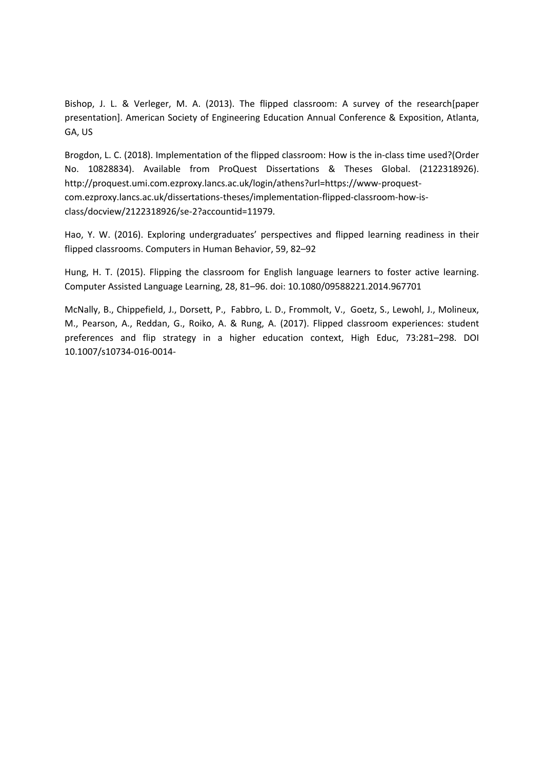Bishop, J. L. & Verleger, M. A. (2013). The flipped classroom: A survey of the research[paper presentation]. American Society of Engineering Education Annual Conference & Exposition, Atlanta, GA, US

Brogdon, L. C. (2018). Implementation of the flipped classroom: How is the in-class time used?(Order No. 10828834). Available from ProQuest Dissertations & Theses Global. (2122318926). http://proquest.umi.com.ezproxy.lancs.ac.uk/login/athens?url=https://www-proquest-com.ezproxy.lancs.ac.uk/dissertations-theses/implementation-flipped-classroom-how-is-class/docview/2122318926/se-2?accountid=11979.

Hao, Y. W. (2016). Exploring undergraduates' perspectives and flipped learning readiness in their flipped classrooms. Computers in Human Behavior, 59, 82–92

Hung, H. T. (2015). Flipping the classroom for English language learners to foster active learning. Computer Assisted Language Learning, 28, 81–96. doi: 10.1080/09588221.2014.967701

McNally, B., Chippefield, J., Dorsett, P., Fabbro, L. D., Frommolt, V., Goetz, S., Lewohl, J., Molineux, M., Pearson, A., Reddan, G., Roiko, A. & Rung, A. (2017). Flipped classroom experiences: student preferences and flip strategy in a higher education context, High Educ, 73:281–298. DOI 10.1007/s10734-016-0014-